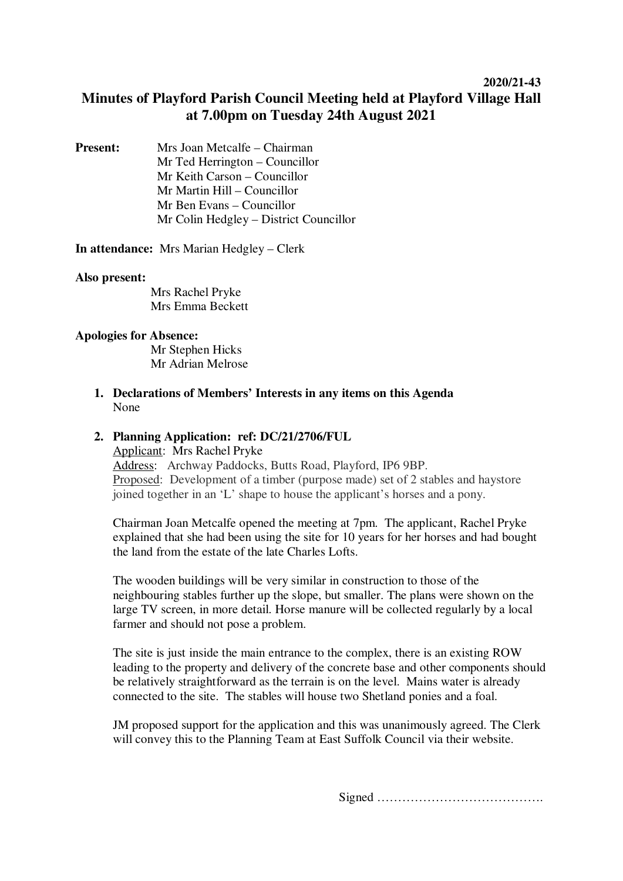2020/21-43

# Minutes of Playford Parish Council Meeting held at Playford Village Hall at 7.00pm on Tuesday 24th August 2021

**Present:** Mrs Joan Metcalfe – Chairman
Mr Ted Herrington – Councillor
Mr Keith Carson – Councillor
Mr Martin Hill – Councillor
Mr Ben Evans – Councillor
Mr Colin Hedgley – District Councillor

**In attendance:** Mrs Marian Hedgley – Clerk

**Also present:**
Mrs Rachel Pryke
Mrs Emma Beckett

**Apologies for Absence:**
Mr Stephen Hicks
Mr Adrian Melrose

1. **Declarations of Members' Interests in any items on this Agenda**
   None

2. **Planning Application: ref: DC/21/2706/FUL**
   Applicant: Mrs Rachel Pryke
   Address: Archway Paddocks, Butts Road, Playford, IP6 9BP.
   Proposed: Development of a timber (purpose made) set of 2 stables and haystore joined together in an 'L' shape to house the applicant's horses and a pony.

   Chairman Joan Metcalfe opened the meeting at 7pm. The applicant, Rachel Pryke explained that she had been using the site for 10 years for her horses and had bought the land from the estate of the late Charles Lofts.

   The wooden buildings will be very similar in construction to those of the neighbouring stables further up the slope, but smaller. The plans were shown on the large TV screen, in more detail. Horse manure will be collected regularly by a local farmer and should not pose a problem.

   The site is just inside the main entrance to the complex, there is an existing ROW leading to the property and delivery of the concrete base and other components should be relatively straightforward as the terrain is on the level. Mains water is already connected to the site. The stables will house two Shetland ponies and a foal.

   JM proposed support for the application and this was unanimously agreed. The Clerk will convey this to the Planning Team at East Suffolk Council via their website.

Signed ………………………………….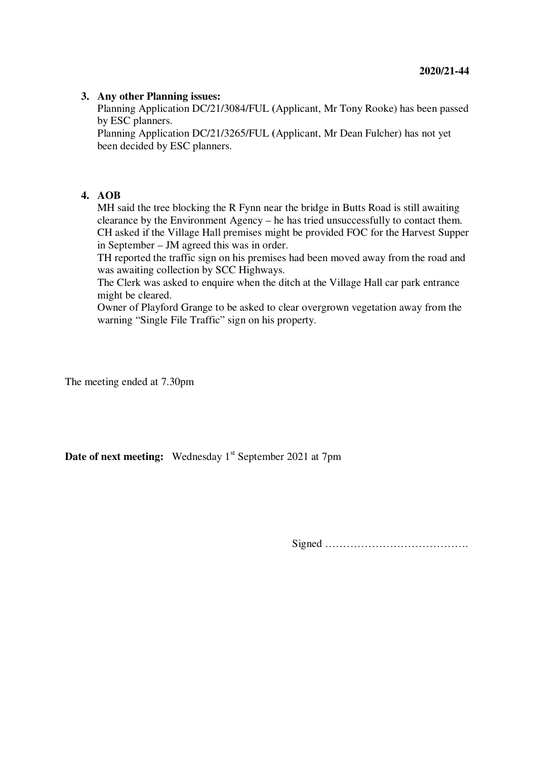**2020/21-44**

3. **Any other Planning issues:**
   Planning Application DC/21/3084/FUL (Applicant, Mr Tony Rooke) has been passed by ESC planners.
   Planning Application DC/21/3265/FUL (Applicant, Mr Dean Fulcher) has not yet been decided by ESC planners.

4. **AOB**
   MH said the tree blocking the R Fynn near the bridge in Butts Road is still awaiting clearance by the Environment Agency – he has tried unsuccessfully to contact them.
   CH asked if the Village Hall premises might be provided FOC for the Harvest Supper in September – JM agreed this was in order.
   TH reported the traffic sign on his premises had been moved away from the road and was awaiting collection by SCC Highways.
   The Clerk was asked to enquire when the ditch at the Village Hall car park entrance might be cleared.
   Owner of Playford Grange to be asked to clear overgrown vegetation away from the warning "Single File Traffic" sign on his property.

The meeting ended at 7.30pm

**Date of next meeting:** Wednesday 1st September 2021 at 7pm

Signed ………………………………….